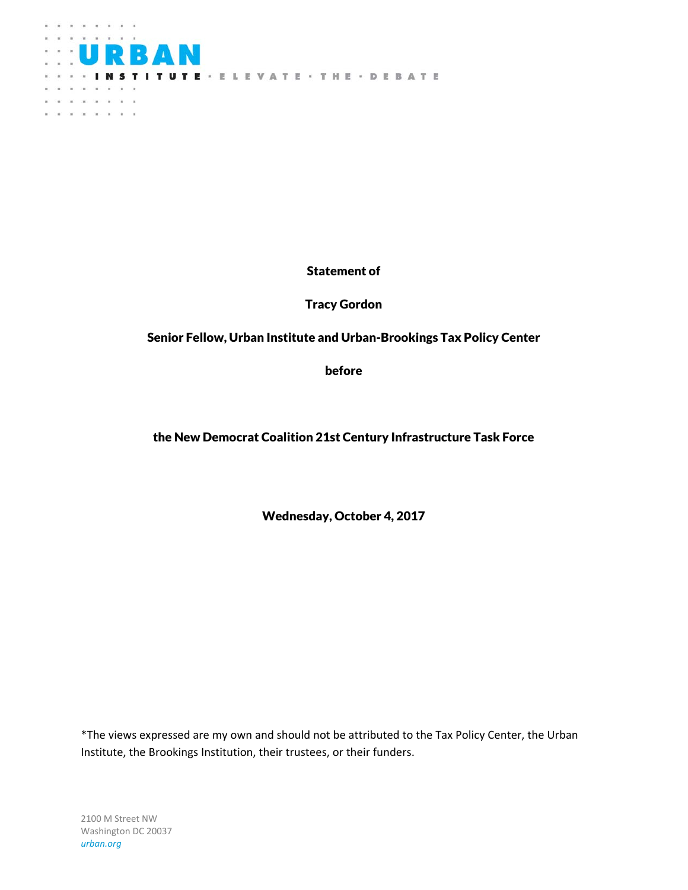URBAN INSTITUTE · ELEVATE · THE · DEBATE

**Statement of**

**Tracy Gordon**

**Senior Fellow, Urban Institute and Urban-Brookings Tax Policy Center**

**before**

**the New Democrat Coalition 21st Century Infrastructure Task Force**

**Wednesday, October 4, 2017**

*The views expressed are my own and should not be attributed to the Tax Policy Center, the Urban Institute, the Brookings Institution, their trustees, or their funders.

2100 M Street NW
Washington DC 20037
*urban.org*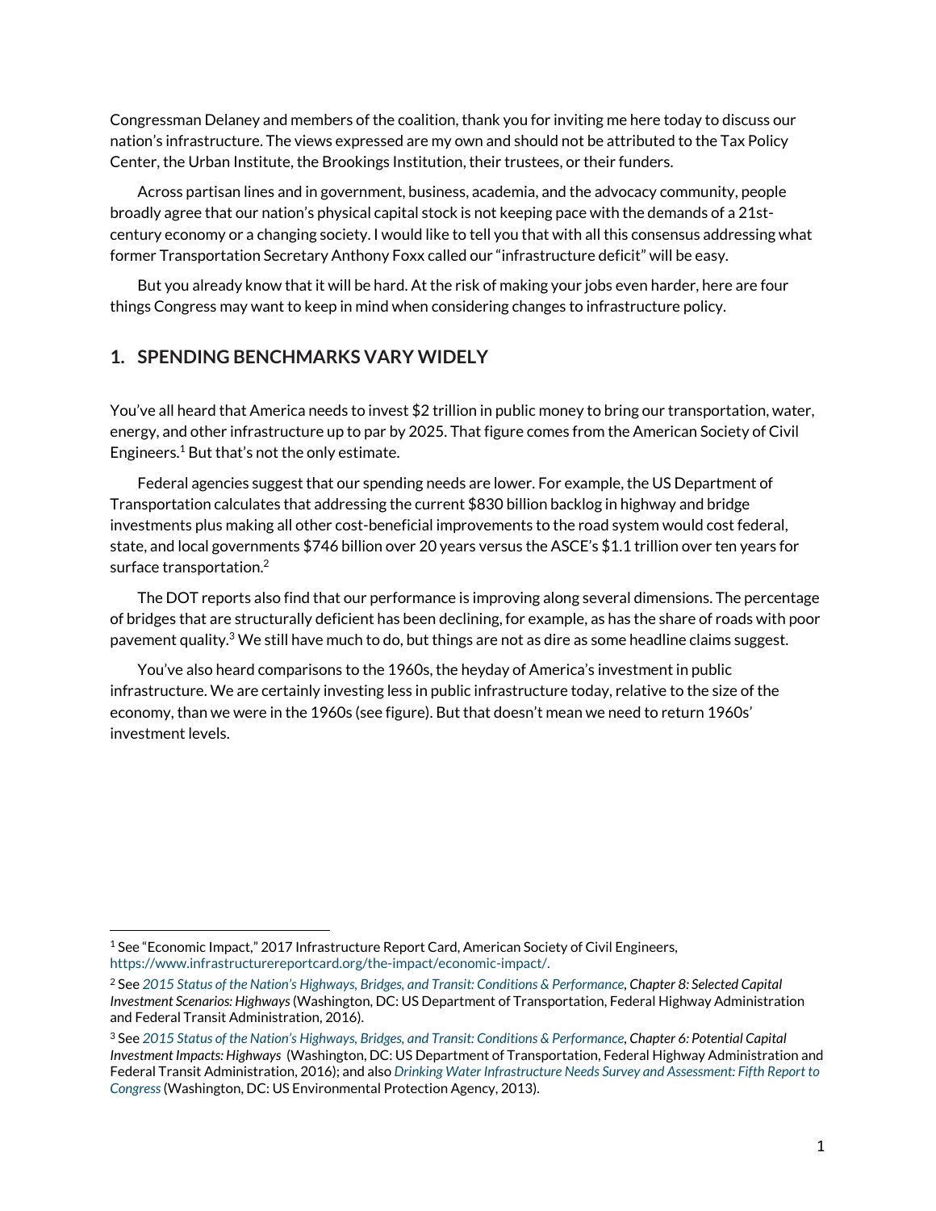Congressman Delaney and members of the coalition, thank you for inviting me here today to discuss our nation's infrastructure. The views expressed are my own and should not be attributed to the Tax Policy Center, the Urban Institute, the Brookings Institution, their trustees, or their funders.

Across partisan lines and in government, business, academia, and the advocacy community, people broadly agree that our nation's physical capital stock is not keeping pace with the demands of a 21st-century economy or a changing society. I would like to tell you that with all this consensus addressing what former Transportation Secretary Anthony Foxx called our "infrastructure deficit" will be easy.

But you already know that it will be hard. At the risk of making your jobs even harder, here are four things Congress may want to keep in mind when considering changes to infrastructure policy.

## 1. SPENDING BENCHMARKS VARY WIDELY

You've all heard that America needs to invest $2 trillion in public money to bring our transportation, water, energy, and other infrastructure up to par by 2025. That figure comes from the American Society of Civil Engineers.[1] But that's not the only estimate.

Federal agencies suggest that our spending needs are lower. For example, the US Department of Transportation calculates that addressing the current $830 billion backlog in highway and bridge investments plus making all other cost-beneficial improvements to the road system would cost federal, state, and local governments $746 billion over 20 years versus the ASCE's $1.1 trillion over ten years for surface transportation.[2]

The DOT reports also find that our performance is improving along several dimensions. The percentage of bridges that are structurally deficient has been declining, for example, as has the share of roads with poor pavement quality.[3] We still have much to do, but things are not as dire as some headline claims suggest.

You've also heard comparisons to the 1960s, the heyday of America's investment in public infrastructure. We are certainly investing less in public infrastructure today, relative to the size of the economy, than we were in the 1960s (see figure). But that doesn't mean we need to return 1960s' investment levels.

---

[1] See "Economic Impact," 2017 Infrastructure Report Card, American Society of Civil Engineers, https://www.infrastructurereportcard.org/the-impact/economic-impact/.

[2] See *2015 Status of the Nation's Highways, Bridges, and Transit: Conditions & Performance*, ***Chapter 8: Selected Capital Investment Scenarios: Highways*** (Washington, DC: US Department of Transportation, Federal Highway Administration and Federal Transit Administration, 2016).

[3] See *2015 Status of the Nation's Highways, Bridges, and Transit: Conditions & Performance*, ***Chapter 6: Potential Capital Investment Impacts: Highways*** (Washington, DC: US Department of Transportation, Federal Highway Administration and Federal Transit Administration, 2016); and also *Drinking Water Infrastructure Needs Survey and Assessment: Fifth Report to Congress* (Washington, DC: US Environmental Protection Agency, 2013).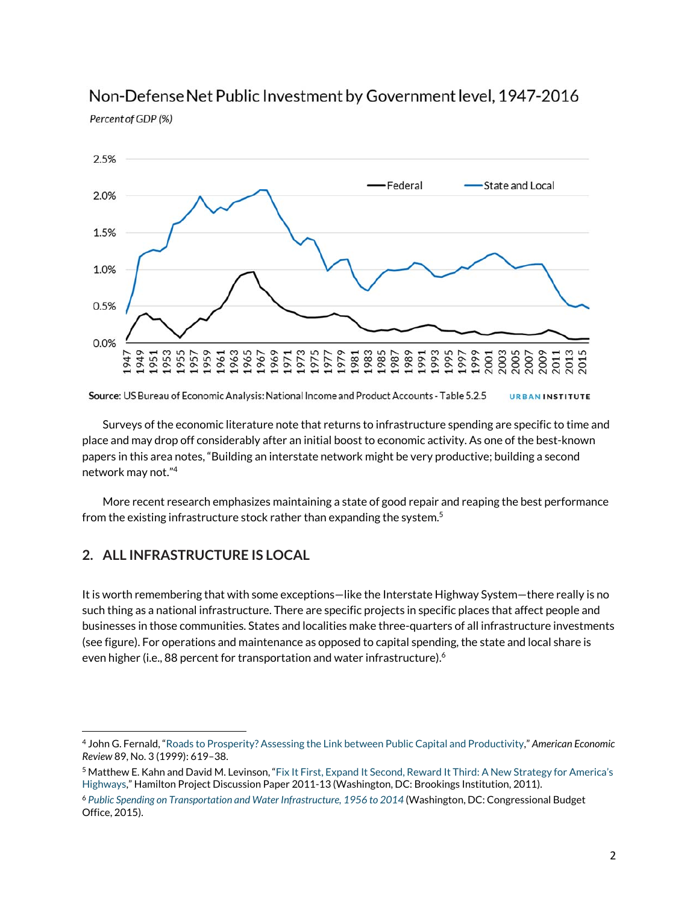Non-Defense Net Public Investment by Government level, 1947-2016

*Percent of GDP (%)*

Source: US Bureau of Economic Analysis: National Income and Product Accounts - Table 5.2.5

Surveys of the economic literature note that returns to infrastructure spending are specific to time and place and may drop off considerably after an initial boost to economic activity. As one of the best-known papers in this area notes, "Building an interstate network might be very productive; building a second network may not."[4]

More recent research emphasizes maintaining a state of good repair and reaping the best performance from the existing infrastructure stock rather than expanding the system.[5]

## 2. ALL INFRASTRUCTURE IS LOCAL

It is worth remembering that with some exceptions—like the Interstate Highway System—there really is no such thing as a national infrastructure. There are specific projects in specific places that affect people and businesses in those communities. States and localities make three-quarters of all infrastructure investments (see figure). For operations and maintenance as opposed to capital spending, the state and local share is even higher (i.e., 88 percent for transportation and water infrastructure).[6]

---

[4] John G. Fernald, "Roads to Prosperity? Assessing the Link between Public Capital and Productivity," *American Economic Review* 89, No. 3 (1999): 619–38.

[5] Matthew E. Kahn and David M. Levinson, "Fix It First, Expand It Second, Reward It Third: A New Strategy for America's Highways," Hamilton Project Discussion Paper 2011-13 (Washington, DC: Brookings Institution, 2011).

[6] *Public Spending on Transportation and Water Infrastructure, 1956 to 2014* (Washington, DC: Congressional Budget Office, 2015).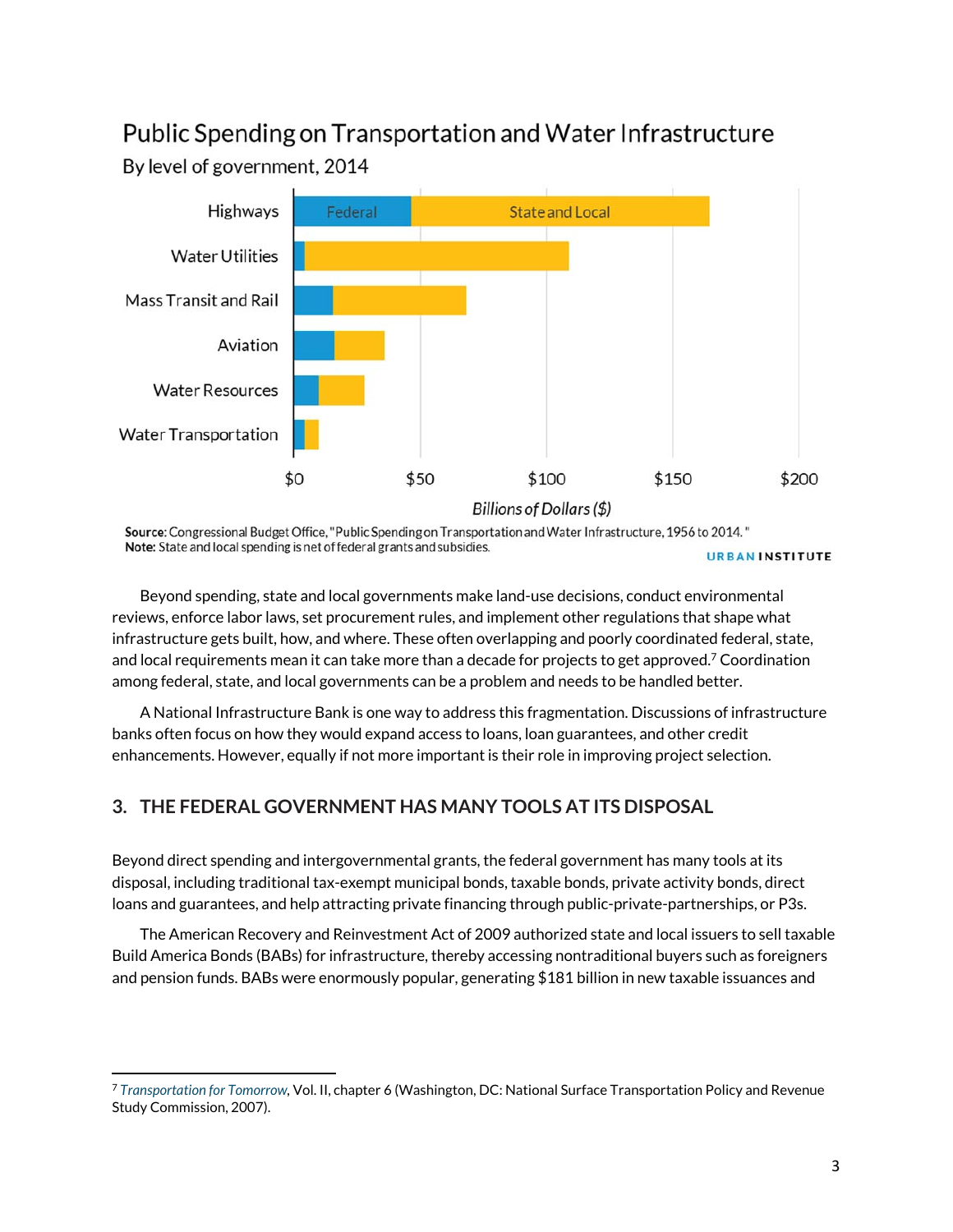Public Spending on Transportation and Water Infrastructure

By level of government, 2014

**Source:** Congressional Budget Office, "Public Spending on Transportation and Water Infrastructure, 1956 to 2014."
**Note:** State and local spending is net of federal grants and subsidies.

Beyond spending, state and local governments make land-use decisions, conduct environmental reviews, enforce labor laws, set procurement rules, and implement other regulations that shape what infrastructure gets built, how, and where. These often overlapping and poorly coordinated federal, state, and local requirements mean it can take more than a decade for projects to get approved.[7] Coordination among federal, state, and local governments can be a problem and needs to be handled better.

A National Infrastructure Bank is one way to address this fragmentation. Discussions of infrastructure banks often focus on how they would expand access to loans, loan guarantees, and other credit enhancements. However, equally if not more important is their role in improving project selection.

## 3. THE FEDERAL GOVERNMENT HAS MANY TOOLS AT ITS DISPOSAL

Beyond direct spending and intergovernmental grants, the federal government has many tools at its disposal, including traditional tax-exempt municipal bonds, taxable bonds, private activity bonds, direct loans and guarantees, and help attracting private financing through public-private-partnerships, or P3s.

The American Recovery and Reinvestment Act of 2009 authorized state and local issuers to sell taxable Build America Bonds (BABs) for infrastructure, thereby accessing nontraditional buyers such as foreigners and pension funds. BABs were enormously popular, generating $181 billion in new taxable issuances and

---

[7] *Transportation for Tomorrow*, Vol. II, chapter 6 (Washington, DC: National Surface Transportation Policy and Revenue Study Commission, 2007).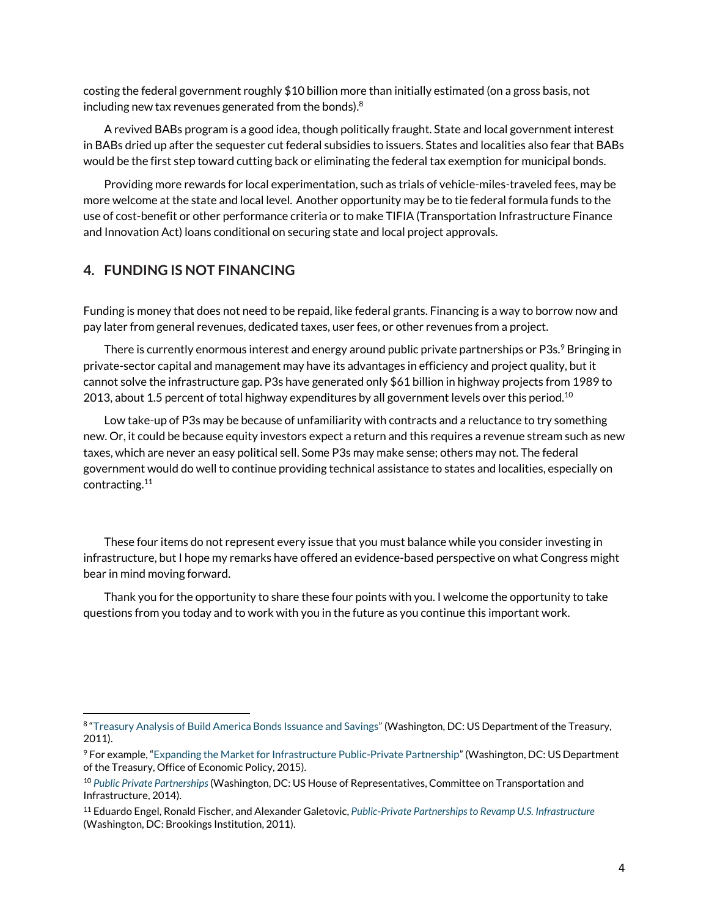costing the federal government roughly $10 billion more than initially estimated (on a gross basis, not including new tax revenues generated from the bonds).[8]

A revived BABs program is a good idea, though politically fraught. State and local government interest in BABs dried up after the sequester cut federal subsidies to issuers. States and localities also fear that BABs would be the first step toward cutting back or eliminating the federal tax exemption for municipal bonds.

Providing more rewards for local experimentation, such as trials of vehicle-miles-traveled fees, may be more welcome at the state and local level. Another opportunity may be to tie federal formula funds to the use of cost-benefit or other performance criteria or to make TIFIA (Transportation Infrastructure Finance and Innovation Act) loans conditional on securing state and local project approvals.

## 4. FUNDING IS NOT FINANCING

Funding is money that does not need to be repaid, like federal grants. Financing is a way to borrow now and pay later from general revenues, dedicated taxes, user fees, or other revenues from a project.

There is currently enormous interest and energy around public private partnerships or P3s.[9] Bringing in private-sector capital and management may have its advantages in efficiency and project quality, but it cannot solve the infrastructure gap. P3s have generated only $61 billion in highway projects from 1989 to 2013, about 1.5 percent of total highway expenditures by all government levels over this period.[10]

Low take-up of P3s may be because of unfamiliarity with contracts and a reluctance to try something new. Or, it could be because equity investors expect a return and this requires a revenue stream such as new taxes, which are never an easy political sell. Some P3s may make sense; others may not. The federal government would do well to continue providing technical assistance to states and localities, especially on contracting.[11]

These four items do not represent every issue that you must balance while you consider investing in infrastructure, but I hope my remarks have offered an evidence-based perspective on what Congress might bear in mind moving forward.

Thank you for the opportunity to share these four points with you. I welcome the opportunity to take questions from you today and to work with you in the future as you continue this important work.

---

[8] "Treasury Analysis of Build America Bonds Issuance and Savings" (Washington, DC: US Department of the Treasury, 2011).

[9] For example, "Expanding the Market for Infrastructure Public-Private Partnership" (Washington, DC: US Department of the Treasury, Office of Economic Policy, 2015).

[10] *Public Private Partnerships* (Washington, DC: US House of Representatives, Committee on Transportation and Infrastructure, 2014).

[11] Eduardo Engel, Ronald Fischer, and Alexander Galetovic, *Public-Private Partnerships to Revamp U.S. Infrastructure* (Washington, DC: Brookings Institution, 2011).